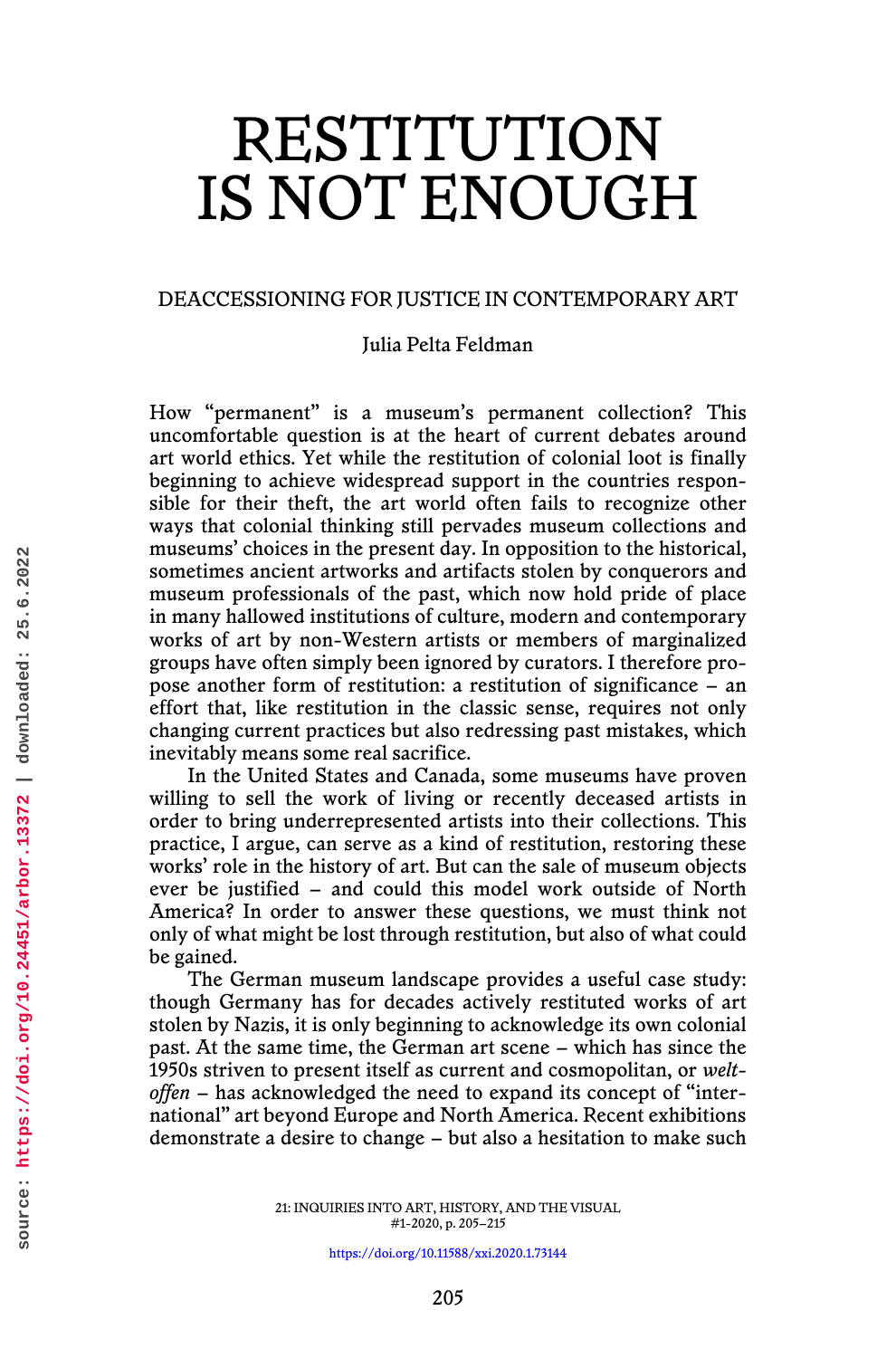# RESTITUTION IS NOT ENOUGH

## DEACCESSIONING FOR JUSTICE IN CONTEMPORARY ART

Julia Pelta Feldman

How "permanent" is a museum's permanent collection? This uncomfortable question is at the heart of current debates around art world ethics. Yet while the restitution of colonial loot is finally beginning to achieve widespread support in the countries responsible for their theft, the art world often fails to recognize other ways that colonial thinking still pervades museum collections and museums' choices in the present day. In opposition to the historical, sometimes ancient artworks and artifacts stolen by conquerors and museum professionals of the past, which now hold pride of place in many hallowed institutions of culture, modern and contemporary works of art by non-Western artists or members of marginalized groups have often simply been ignored by curators. I therefore propose another form of restitution: a restitution of significance – an effort that, like restitution in the classic sense, requires not only changing current practices but also redressing past mistakes, which inevitably means some real sacrifice.

In the United States and Canada, some museums have proven willing to sell the work of living or recently deceased artists in order to bring underrepresented artists into their collections. This practice, I argue, can serve as a kind of restitution, restoring these works' role in the history of art. But can the sale of museum objects ever be justified – and could this model work outside of North America? In order to answer these questions, we must think not only of what might be lost through restitution, but also of what could be gained.

The German museum landscape provides a useful case study: though Germany has for decades actively restituted works of art stolen by Nazis, it is only beginning to acknowledge its own colonial past. At the same time, the German art scene – which has since the 1950s striven to present itself as current and cosmopolitan, or *weltoffen* – has acknowledged the need to expand its concept of "international" art beyond Europe and North America. Recent exhibitions demonstrate a desire to change – but also a hesitation to make such

https://doi.org/10.11588/xxi.2020.1.73144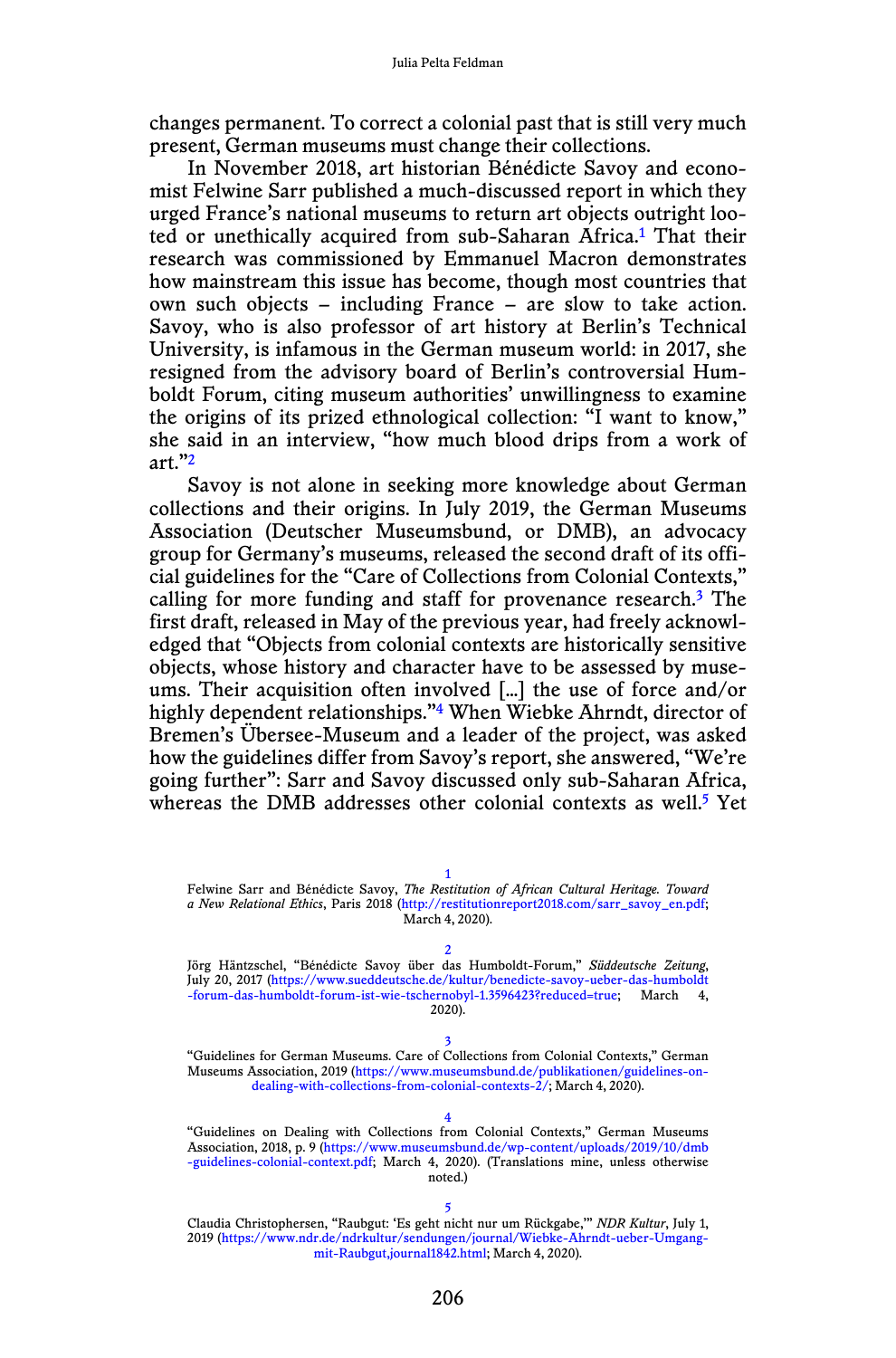changes permanent. To correct a colonial past that is still very much present, German museums must change their collections.

In November 2018, art historian Bénédicte Savoy and economist Felwine Sarr published a much-discussed report in which they urged France's national museums to return art objects outright looted or unethically acquired from sub-Saharan Africa.[1] That their research was commissioned by Emmanuel Macron demonstrates how mainstream this issue has become, though most countries that own such objects – including France – are slow to take action. Savoy, who is also professor of art history at Berlin's Technical University, is infamous in the German museum world: in 2017, she resigned from the advisory board of Berlin's controversial Humboldt Forum, citing museum authorities' unwillingness to examine the origins of its prized ethnological collection: "I want to know," she said in an interview, "how much blood drips from a work of art."[2]

Savoy is not alone in seeking more knowledge about German collections and their origins. In July 2019, the German Museums Association (Deutscher Museumsbund, or DMB), an advocacy group for Germany's museums, released the second draft of its official guidelines for the "Care of Collections from Colonial Contexts," calling for more funding and staff for provenance research.[3] The first draft, released in May of the previous year, had freely acknowledged that "Objects from colonial contexts are historically sensitive objects, whose history and character have to be assessed by museums. Their acquisition often involved [...] the use of force and/or highly dependent relationships."[4] When Wiebke Ahrndt, director of Bremen's Übersee-Museum and a leader of the project, was asked how the guidelines differ from Savoy's report, she answered, "We're going further": Sarr and Savoy discussed only sub-Saharan Africa, whereas the DMB addresses other colonial contexts as well.[5] Yet

---

1 Felwine Sarr and Bénédicte Savoy, *The Restitution of African Cultural Heritage. Toward a New Relational Ethics*, Paris 2018 (http://restitutionreport2018.com/sarr_savoy_en.pdf; March 4, 2020).

2 Jörg Häntzschel, "Bénédicte Savoy über das Humboldt-Forum," *Süddeutsche Zeitung*, July 20, 2017 (https://www.sueddeutsche.de/kultur/benedicte-savoy-ueber-das-humboldt-forum-das-humboldt-forum-ist-wie-tschernobyl-1.3596423?reduced=true; March 4, 2020).

3 "Guidelines for German Museums. Care of Collections from Colonial Contexts," German Museums Association, 2019 (https://www.museumsbund.de/publikationen/guidelines-on-dealing-with-collections-from-colonial-contexts-2/; March 4, 2020).

4 "Guidelines on Dealing with Collections from Colonial Contexts," German Museums Association, 2018, p. 9 (https://www.museumsbund.de/wp-content/uploads/2019/10/dmb-guidelines-colonial-context.pdf; March 4, 2020). (Translations mine, unless otherwise noted.)

5 Claudia Christophersen, "Raubgut: 'Es geht nicht nur um Rückgabe,'" *NDR Kultur*, July 1, 2019 (https://www.ndr.de/ndrkultur/sendungen/journal/Wiebke-Ahrndt-ueber-Umgang-mit-Raubgut,journal1842.html; March 4, 2020).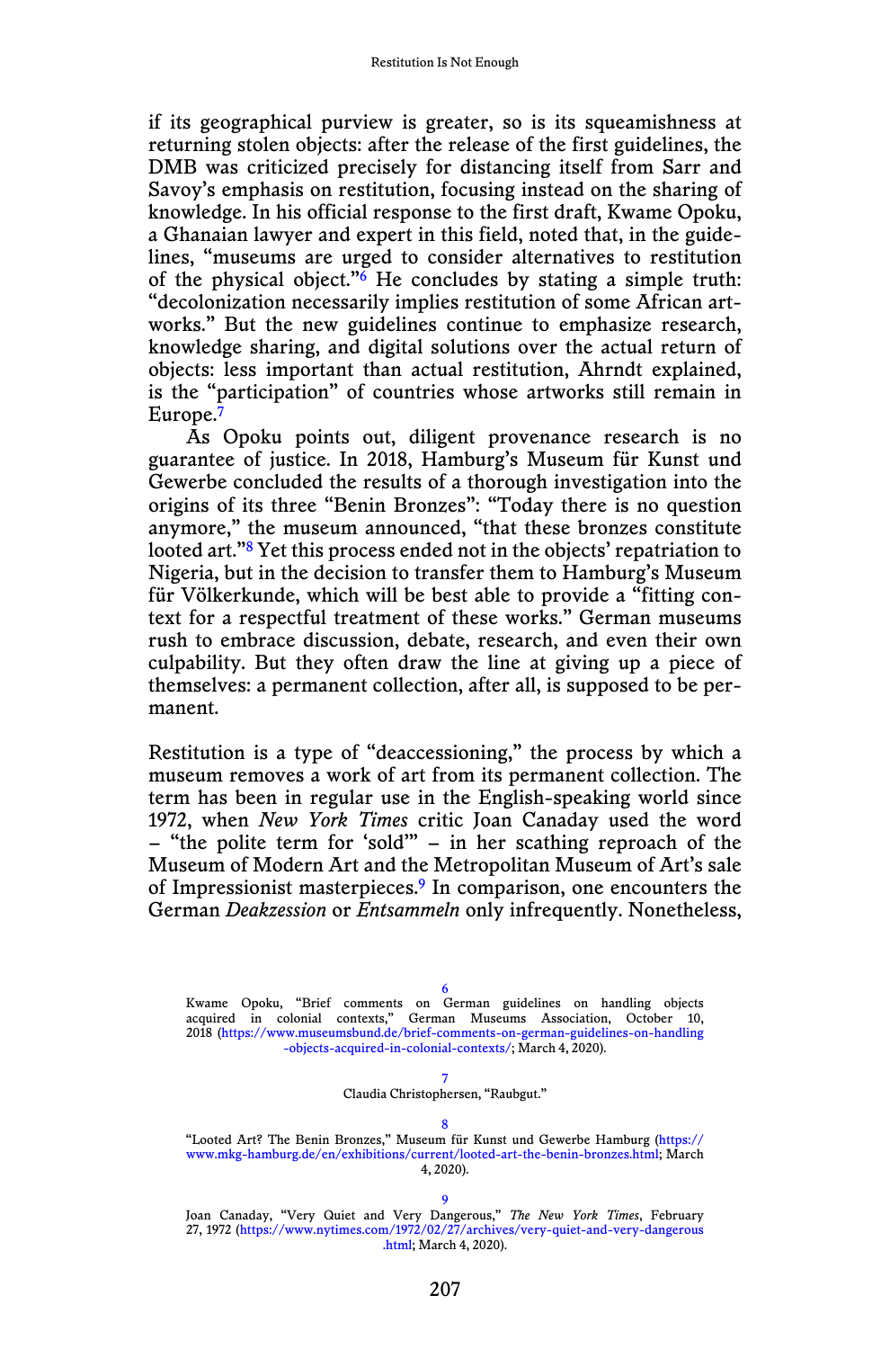if its geographical purview is greater, so is its squeamishness at returning stolen objects: after the release of the first guidelines, the DMB was criticized precisely for distancing itself from Sarr and Savoy's emphasis on restitution, focusing instead on the sharing of knowledge. In his official response to the first draft, Kwame Opoku, a Ghanaian lawyer and expert in this field, noted that, in the guidelines, "museums are urged to consider alternatives to restitution of the physical object."[6] He concludes by stating a simple truth: "decolonization necessarily implies restitution of some African artworks." But the new guidelines continue to emphasize research, knowledge sharing, and digital solutions over the actual return of objects: less important than actual restitution, Ahrndt explained, is the "participation" of countries whose artworks still remain in Europe.[7]

As Opoku points out, diligent provenance research is no guarantee of justice. In 2018, Hamburg's Museum für Kunst und Gewerbe concluded the results of a thorough investigation into the origins of its three "Benin Bronzes": "Today there is no question anymore," the museum announced, "that these bronzes constitute looted art."[8] Yet this process ended not in the objects' repatriation to Nigeria, but in the decision to transfer them to Hamburg's Museum für Völkerkunde, which will be best able to provide a "fitting context for a respectful treatment of these works." German museums rush to embrace discussion, debate, research, and even their own culpability. But they often draw the line at giving up a piece of themselves: a permanent collection, after all, is supposed to be permanent.

Restitution is a type of "deaccessioning," the process by which a museum removes a work of art from its permanent collection. The term has been in regular use in the English-speaking world since 1972, when *New York Times* critic Joan Canaday used the word – "the polite term for 'sold'" – in her scathing reproach of the Museum of Modern Art and the Metropolitan Museum of Art's sale of Impressionist masterpieces.[9] In comparison, one encounters the German *Deakzession* or *Entsammeln* only infrequently. Nonetheless,

---

6 Kwame Opoku, "Brief comments on German guidelines on handling objects acquired in colonial contexts," German Museums Association, October 10, 2018 (https://www.museumsbund.de/brief-comments-on-german-guidelines-on-handling-objects-acquired-in-colonial-contexts/; March 4, 2020).

7 Claudia Christophersen, "Raubgut."

8 "Looted Art? The Benin Bronzes," Museum für Kunst und Gewerbe Hamburg (https://www.mkg-hamburg.de/en/exhibitions/current/looted-art-the-benin-bronzes.html; March 4, 2020).

9 Joan Canaday, "Very Quiet and Very Dangerous," *The New York Times*, February 27, 1972 (https://www.nytimes.com/1972/02/27/archives/very-quiet-and-very-dangerous.html; March 4, 2020).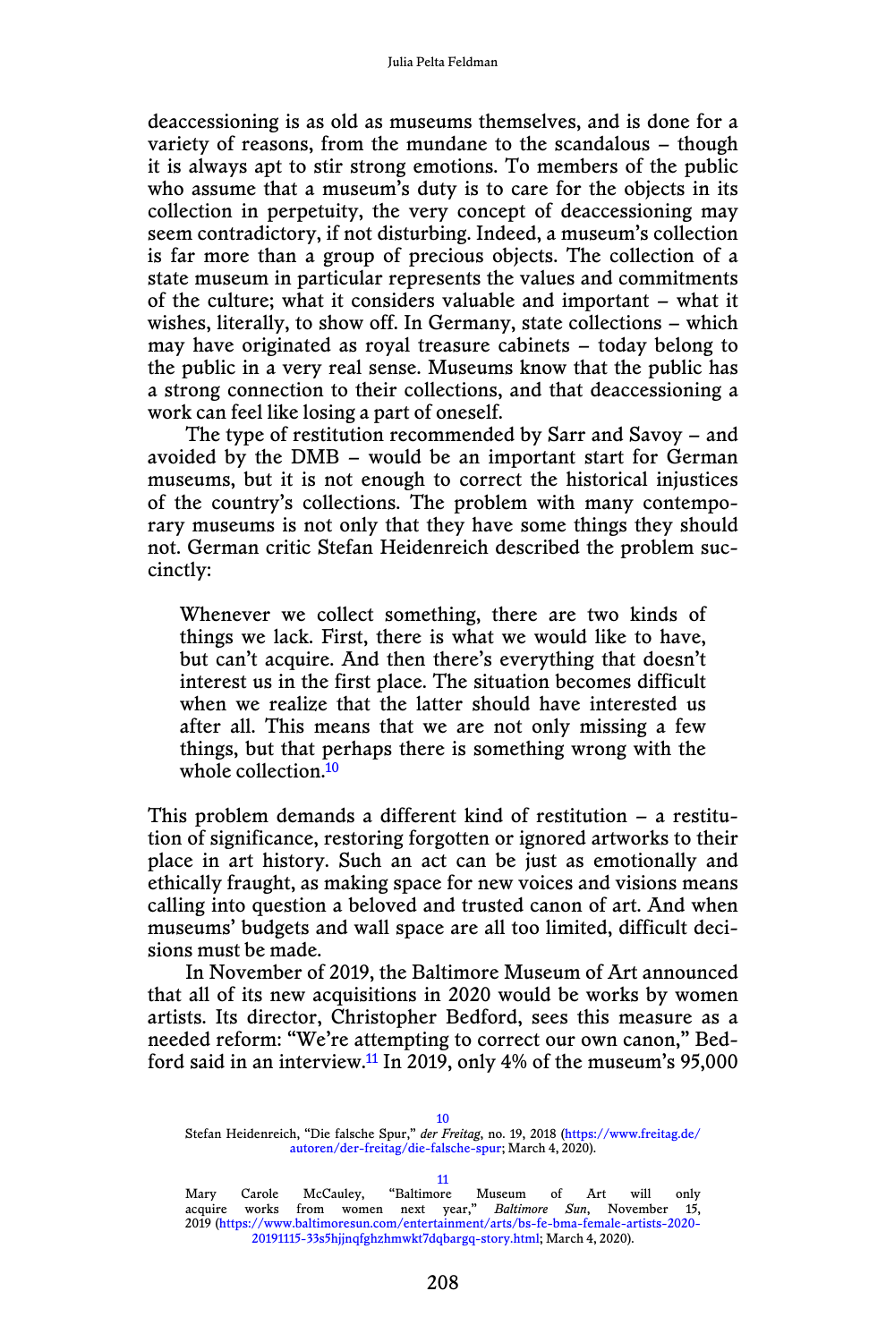deaccessioning is as old as museums themselves, and is done for a variety of reasons, from the mundane to the scandalous – though it is always apt to stir strong emotions. To members of the public who assume that a museum's duty is to care for the objects in its collection in perpetuity, the very concept of deaccessioning may seem contradictory, if not disturbing. Indeed, a museum's collection is far more than a group of precious objects. The collection of a state museum in particular represents the values and commitments of the culture; what it considers valuable and important – what it wishes, literally, to show off. In Germany, state collections – which may have originated as royal treasure cabinets – today belong to the public in a very real sense. Museums know that the public has a strong connection to their collections, and that deaccessioning a work can feel like losing a part of oneself.

The type of restitution recommended by Sarr and Savoy – and avoided by the DMB – would be an important start for German museums, but it is not enough to correct the historical injustices of the country's collections. The problem with many contemporary museums is not only that they have some things they should not. German critic Stefan Heidenreich described the problem succinctly:

> Whenever we collect something, there are two kinds of things we lack. First, there is what we would like to have, but can't acquire. And then there's everything that doesn't interest us in the first place. The situation becomes difficult when we realize that the latter should have interested us after all. This means that we are not only missing a few things, but that perhaps there is something wrong with the whole collection.[10]

This problem demands a different kind of restitution – a restitution of significance, restoring forgotten or ignored artworks to their place in art history. Such an act can be just as emotionally and ethically fraught, as making space for new voices and visions means calling into question a beloved and trusted canon of art. And when museums' budgets and wall space are all too limited, difficult decisions must be made.

In November of 2019, the Baltimore Museum of Art announced that all of its new acquisitions in 2020 would be works by women artists. Its director, Christopher Bedford, sees this measure as a needed reform: "We're attempting to correct our own canon," Bedford said in an interview.[11] In 2019, only 4% of the museum's 95,000

---

10 Stefan Heidenreich, "Die falsche Spur," *der Freitag*, no. 19, 2018 (https://www.freitag.de/autoren/der-freitag/die-falsche-spur; March 4, 2020).

11 Mary Carole McCauley, "Baltimore Museum of Art will only acquire works from women next year," *Baltimore Sun*, November 15, 2019 (https://www.baltimoresun.com/entertainment/arts/bs-fe-bma-female-artists-2020-20191115-33s5hjjnqfghzhmwkt7dqbargq-story.html; March 4, 2020).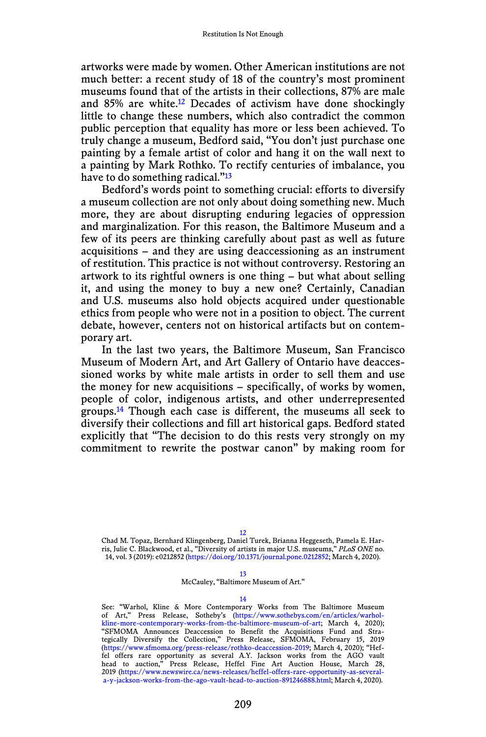artworks were made by women. Other American institutions are not much better: a recent study of 18 of the country's most prominent museums found that of the artists in their collections, 87% are male and 85% are white.[12] Decades of activism have done shockingly little to change these numbers, which also contradict the common public perception that equality has more or less been achieved. To truly change a museum, Bedford said, "You don't just purchase one painting by a female artist of color and hang it on the wall next to a painting by Mark Rothko. To rectify centuries of imbalance, you have to do something radical."[13]

Bedford's words point to something crucial: efforts to diversify a museum collection are not only about doing something new. Much more, they are about disrupting enduring legacies of oppression and marginalization. For this reason, the Baltimore Museum and a few of its peers are thinking carefully about past as well as future acquisitions – and they are using deaccessioning as an instrument of restitution. This practice is not without controversy. Restoring an artwork to its rightful owners is one thing – but what about selling it, and using the money to buy a new one? Certainly, Canadian and U.S. museums also hold objects acquired under questionable ethics from people who were not in a position to object. The current debate, however, centers not on historical artifacts but on contemporary art.

In the last two years, the Baltimore Museum, San Francisco Museum of Modern Art, and Art Gallery of Ontario have deaccessioned works by white male artists in order to sell them and use the money for new acquisitions – specifically, of works by women, people of color, indigenous artists, and other underrepresented groups.[14] Though each case is different, the museums all seek to diversify their collections and fill art historical gaps. Bedford stated explicitly that "The decision to do this rests very strongly on my commitment to rewrite the postwar canon" by making room for

---

[12] Chad M. Topaz, Bernhard Klingenberg, Daniel Turek, Brianna Heggeseth, Pamela E. Harris, Julie C. Blackwood, et al., "Diversity of artists in major U.S. museums," *PLoS ONE* no. 14, vol. 3 (2019): e0212852 (https://doi.org/10.1371/journal.pone.0212852; March 4, 2020).

[13] McCauley, "Baltimore Museum of Art."

[14] See: "Warhol, Kline & More Contemporary Works from The Baltimore Museum of Art," Press Release, Sotheby's (https://www.sothebys.com/en/articles/warhol-kline-more-contemporary-works-from-the-baltimore-museum-of-art; March 4, 2020); "SFMOMA Announces Deaccession to Benefit the Acquisitions Fund and Strategically Diversify the Collection," Press Release, SFMOMA, February 15, 2019 (https://www.sfmoma.org/press-release/rothko-deaccession-2019; March 4, 2020); "Heffel offers rare opportunity as several A.Y. Jackson works from the AGO vault head to auction," Press Release, Heffel Fine Art Auction House, March 28, 2019 (https://www.newswire.ca/news-releases/heffel-offers-rare-opportunity-as-several-a-y-jackson-works-from-the-ago-vault-head-to-auction-891246888.html; March 4, 2020).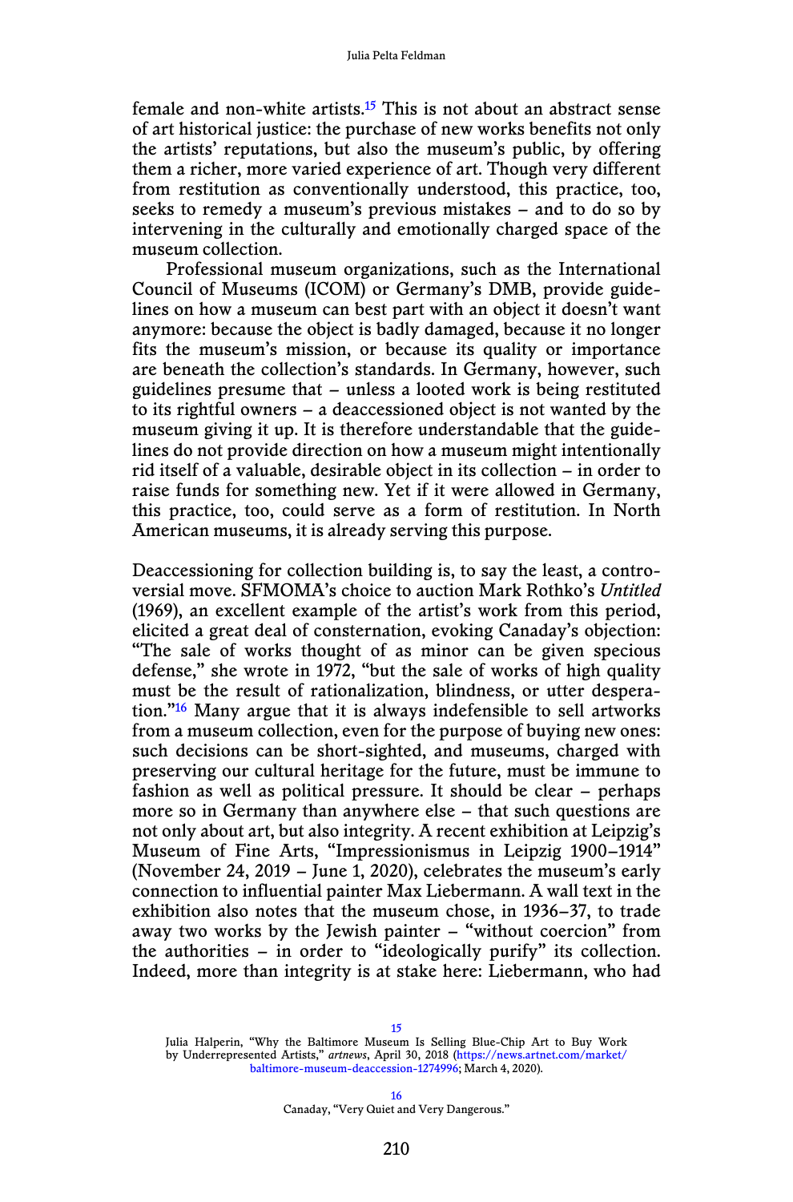female and non-white artists.[15] This is not about an abstract sense of art historical justice: the purchase of new works benefits not only the artists' reputations, but also the museum's public, by offering them a richer, more varied experience of art. Though very different from restitution as conventionally understood, this practice, too, seeks to remedy a museum's previous mistakes – and to do so by intervening in the culturally and emotionally charged space of the museum collection.

Professional museum organizations, such as the International Council of Museums (ICOM) or Germany's DMB, provide guidelines on how a museum can best part with an object it doesn't want anymore: because the object is badly damaged, because it no longer fits the museum's mission, or because its quality or importance are beneath the collection's standards. In Germany, however, such guidelines presume that – unless a looted work is being restituted to its rightful owners – a deaccessioned object is not wanted by the museum giving it up. It is therefore understandable that the guidelines do not provide direction on how a museum might intentionally rid itself of a valuable, desirable object in its collection – in order to raise funds for something new. Yet if it were allowed in Germany, this practice, too, could serve as a form of restitution. In North American museums, it is already serving this purpose.

Deaccessioning for collection building is, to say the least, a controversial move. SFMOMA's choice to auction Mark Rothko's *Untitled* (1969), an excellent example of the artist's work from this period, elicited a great deal of consternation, evoking Canaday's objection: "The sale of works thought of as minor can be given specious defense," she wrote in 1972, "but the sale of works of high quality must be the result of rationalization, blindness, or utter desperation."[16] Many argue that it is always indefensible to sell artworks from a museum collection, even for the purpose of buying new ones: such decisions can be short-sighted, and museums, charged with preserving our cultural heritage for the future, must be immune to fashion as well as political pressure. It should be clear – perhaps more so in Germany than anywhere else – that such questions are not only about art, but also integrity. A recent exhibition at Leipzig's Museum of Fine Arts, "Impressionismus in Leipzig 1900–1914" (November 24, 2019 – June 1, 2020), celebrates the museum's early connection to influential painter Max Liebermann. A wall text in the exhibition also notes that the museum chose, in 1936–37, to trade away two works by the Jewish painter – "without coercion" from the authorities – in order to "ideologically purify" its collection. Indeed, more than integrity is at stake here: Liebermann, who had

[15] Julia Halperin, "Why the Baltimore Museum Is Selling Blue-Chip Art to Buy Work by Underrepresented Artists," *artnews*, April 30, 2018 (https://news.artnet.com/market/baltimore-museum-deaccession-1274996; March 4, 2020).

[16] Canaday, "Very Quiet and Very Dangerous."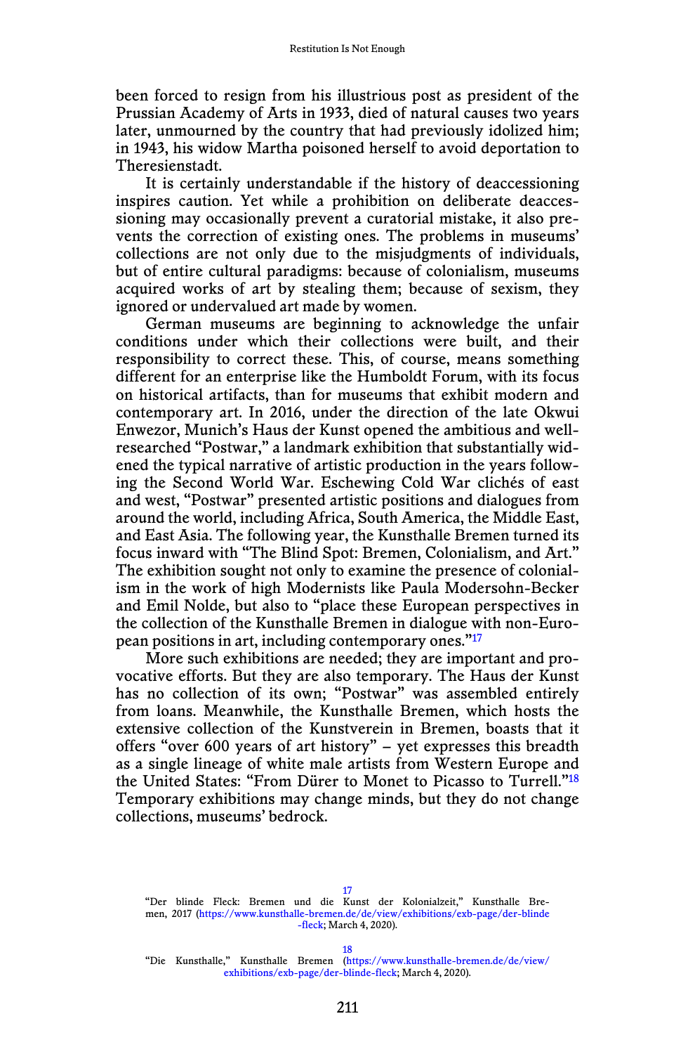been forced to resign from his illustrious post as president of the Prussian Academy of Arts in 1933, died of natural causes two years later, unmourned by the country that had previously idolized him; in 1943, his widow Martha poisoned herself to avoid deportation to Theresienstadt.

It is certainly understandable if the history of deaccessioning inspires caution. Yet while a prohibition on deliberate deaccessioning may occasionally prevent a curatorial mistake, it also prevents the correction of existing ones. The problems in museums' collections are not only due to the misjudgments of individuals, but of entire cultural paradigms: because of colonialism, museums acquired works of art by stealing them; because of sexism, they ignored or undervalued art made by women.

German museums are beginning to acknowledge the unfair conditions under which their collections were built, and their responsibility to correct these. This, of course, means something different for an enterprise like the Humboldt Forum, with its focus on historical artifacts, than for museums that exhibit modern and contemporary art. In 2016, under the direction of the late Okwui Enwezor, Munich's Haus der Kunst opened the ambitious and well-researched "Postwar," a landmark exhibition that substantially widened the typical narrative of artistic production in the years following the Second World War. Eschewing Cold War clichés of east and west, "Postwar" presented artistic positions and dialogues from around the world, including Africa, South America, the Middle East, and East Asia. The following year, the Kunsthalle Bremen turned its focus inward with "The Blind Spot: Bremen, Colonialism, and Art." The exhibition sought not only to examine the presence of colonialism in the work of high Modernists like Paula Modersohn-Becker and Emil Nolde, but also to "place these European perspectives in the collection of the Kunsthalle Bremen in dialogue with non-European positions in art, including contemporary ones."[17]

More such exhibitions are needed; they are important and provocative efforts. But they are also temporary. The Haus der Kunst has no collection of its own; "Postwar" was assembled entirely from loans. Meanwhile, the Kunsthalle Bremen, which hosts the extensive collection of the Kunstverein in Bremen, boasts that it offers "over 600 years of art history" – yet expresses this breadth as a single lineage of white male artists from Western Europe and the United States: "From Dürer to Monet to Picasso to Turrell."[18] Temporary exhibitions may change minds, but they do not change collections, museums' bedrock.

[17] "Der blinde Fleck: Bremen und die Kunst der Kolonialzeit," Kunsthalle Bremen, 2017 (https://www.kunsthalle-bremen.de/de/view/exhibitions/exb-page/der-blinde-fleck; March 4, 2020).

[18] "Die Kunsthalle," Kunsthalle Bremen (https://www.kunsthalle-bremen.de/de/view/exhibitions/exb-page/der-blinde-fleck; March 4, 2020).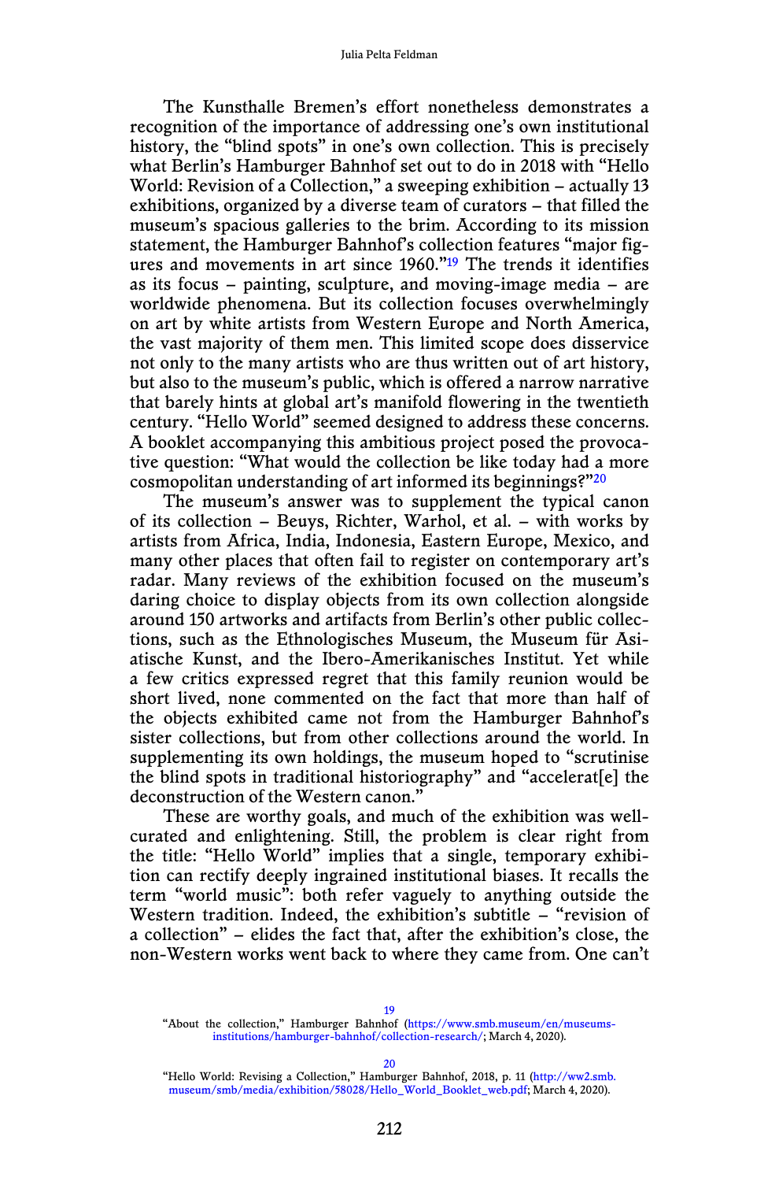The Kunsthalle Bremen's effort nonetheless demonstrates a recognition of the importance of addressing one's own institutional history, the "blind spots" in one's own collection. This is precisely what Berlin's Hamburger Bahnhof set out to do in 2018 with "Hello World: Revision of a Collection," a sweeping exhibition – actually 13 exhibitions, organized by a diverse team of curators – that filled the museum's spacious galleries to the brim. According to its mission statement, the Hamburger Bahnhof's collection features "major figures and movements in art since 1960."[19] The trends it identifies as its focus – painting, sculpture, and moving-image media – are worldwide phenomena. But its collection focuses overwhelmingly on art by white artists from Western Europe and North America, the vast majority of them men. This limited scope does disservice not only to the many artists who are thus written out of art history, but also to the museum's public, which is offered a narrow narrative that barely hints at global art's manifold flowering in the twentieth century. "Hello World" seemed designed to address these concerns. A booklet accompanying this ambitious project posed the provocative question: "What would the collection be like today had a more cosmopolitan understanding of art informed its beginnings?"[20]

The museum's answer was to supplement the typical canon of its collection – Beuys, Richter, Warhol, et al. – with works by artists from Africa, India, Indonesia, Eastern Europe, Mexico, and many other places that often fail to register on contemporary art's radar. Many reviews of the exhibition focused on the museum's daring choice to display objects from its own collection alongside around 150 artworks and artifacts from Berlin's other public collections, such as the Ethnologisches Museum, the Museum für Asiatische Kunst, and the Ibero-Amerikanisches Institut. Yet while a few critics expressed regret that this family reunion would be short lived, none commented on the fact that more than half of the objects exhibited came not from the Hamburger Bahnhof's sister collections, but from other collections around the world. In supplementing its own holdings, the museum hoped to "scrutinise the blind spots in traditional historiography" and "accelerat[e] the deconstruction of the Western canon."

These are worthy goals, and much of the exhibition was well-curated and enlightening. Still, the problem is clear right from the title: "Hello World" implies that a single, temporary exhibition can rectify deeply ingrained institutional biases. It recalls the term "world music": both refer vaguely to anything outside the Western tradition. Indeed, the exhibition's subtitle – "revision of a collection" – elides the fact that, after the exhibition's close, the non-Western works went back to where they came from. One can't

---

[19] "About the collection," Hamburger Bahnhof (https://www.smb.museum/en/museums-institutions/hamburger-bahnhof/collection-research/; March 4, 2020).

[20] "Hello World: Revising a Collection," Hamburger Bahnhof, 2018, p. 11 (http://ww2.smb.museum/smb/media/exhibition/58028/Hello_World_Booklet_web.pdf; March 4, 2020).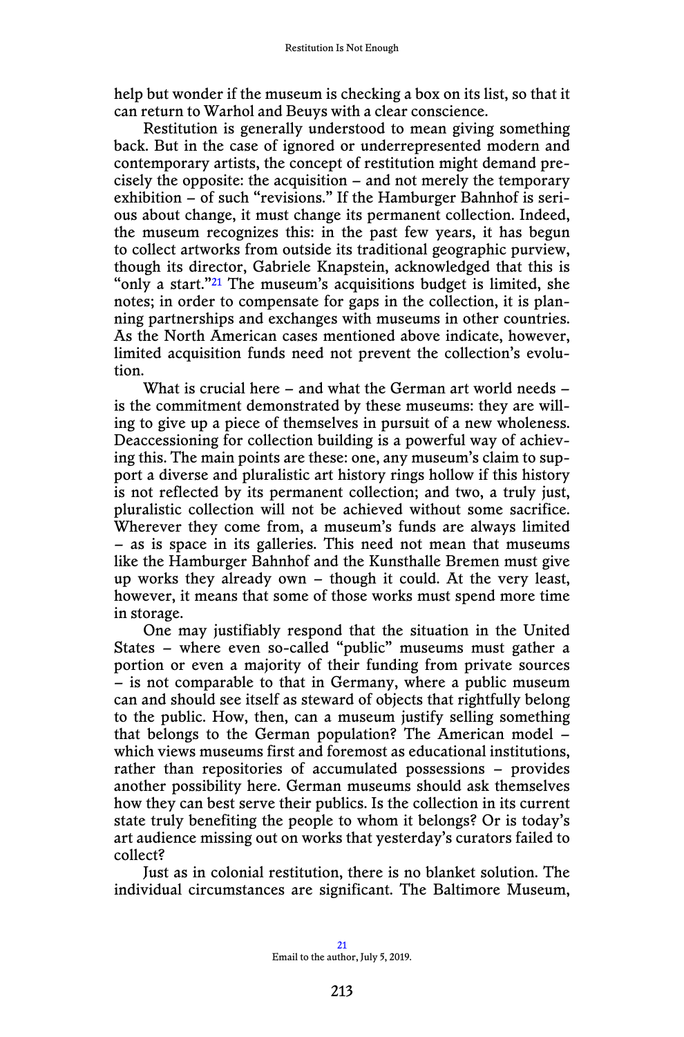help but wonder if the museum is checking a box on its list, so that it can return to Warhol and Beuys with a clear conscience.

Restitution is generally understood to mean giving something back. But in the case of ignored or underrepresented modern and contemporary artists, the concept of restitution might demand precisely the opposite: the acquisition – and not merely the temporary exhibition – of such "revisions." If the Hamburger Bahnhof is serious about change, it must change its permanent collection. Indeed, the museum recognizes this: in the past few years, it has begun to collect artworks from outside its traditional geographic purview, though its director, Gabriele Knapstein, acknowledged that this is "only a start."[21] The museum's acquisitions budget is limited, she notes; in order to compensate for gaps in the collection, it is planning partnerships and exchanges with museums in other countries. As the North American cases mentioned above indicate, however, limited acquisition funds need not prevent the collection's evolution.

What is crucial here – and what the German art world needs – is the commitment demonstrated by these museums: they are willing to give up a piece of themselves in pursuit of a new wholeness. Deaccessioning for collection building is a powerful way of achieving this. The main points are these: one, any museum's claim to support a diverse and pluralistic art history rings hollow if this history is not reflected by its permanent collection; and two, a truly just, pluralistic collection will not be achieved without some sacrifice. Wherever they come from, a museum's funds are always limited – as is space in its galleries. This need not mean that museums like the Hamburger Bahnhof and the Kunsthalle Bremen must give up works they already own – though it could. At the very least, however, it means that some of those works must spend more time in storage.

One may justifiably respond that the situation in the United States – where even so-called "public" museums must gather a portion or even a majority of their funding from private sources – is not comparable to that in Germany, where a public museum can and should see itself as steward of objects that rightfully belong to the public. How, then, can a museum justify selling something that belongs to the German population? The American model – which views museums first and foremost as educational institutions, rather than repositories of accumulated possessions – provides another possibility here. German museums should ask themselves how they can best serve their publics. Is the collection in its current state truly benefiting the people to whom it belongs? Or is today's art audience missing out on works that yesterday's curators failed to collect?

Just as in colonial restitution, there is no blanket solution. The individual circumstances are significant. The Baltimore Museum,

[21] Email to the author, July 5, 2019.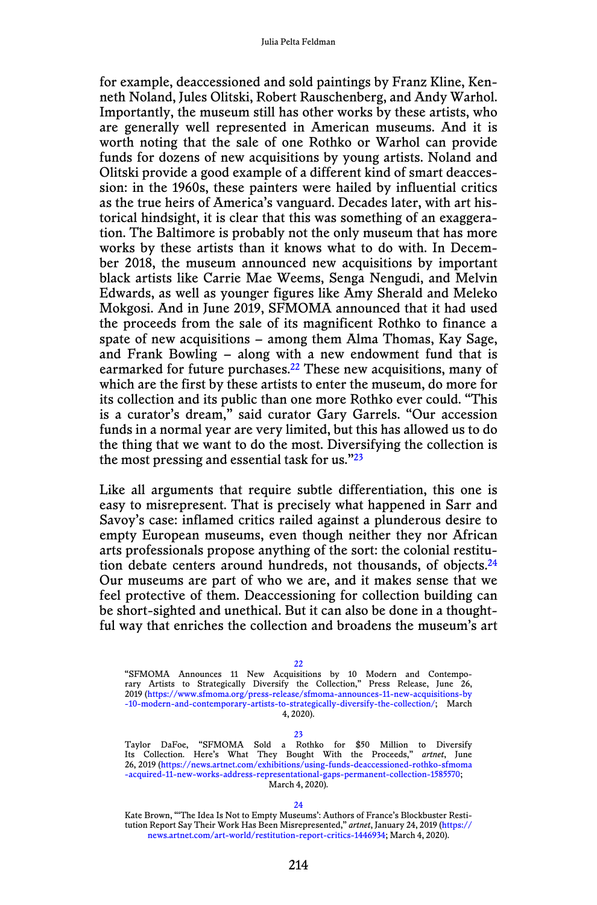for example, deaccessioned and sold paintings by Franz Kline, Kenneth Noland, Jules Olitski, Robert Rauschenberg, and Andy Warhol. Importantly, the museum still has other works by these artists, who are generally well represented in American museums. And it is worth noting that the sale of one Rothko or Warhol can provide funds for dozens of new acquisitions by young artists. Noland and Olitski provide a good example of a different kind of smart deaccession: in the 1960s, these painters were hailed by influential critics as the true heirs of America's vanguard. Decades later, with art historical hindsight, it is clear that this was something of an exaggeration. The Baltimore is probably not the only museum that has more works by these artists than it knows what to do with. In December 2018, the museum announced new acquisitions by important black artists like Carrie Mae Weems, Senga Nengudi, and Melvin Edwards, as well as younger figures like Amy Sherald and Meleko Mokgosi. And in June 2019, SFMOMA announced that it had used the proceeds from the sale of its magnificent Rothko to finance a spate of new acquisitions – among them Alma Thomas, Kay Sage, and Frank Bowling – along with a new endowment fund that is earmarked for future purchases.[22] These new acquisitions, many of which are the first by these artists to enter the museum, do more for its collection and its public than one more Rothko ever could. "This is a curator's dream," said curator Gary Garrels. "Our accession funds in a normal year are very limited, but this has allowed us to do the thing that we want to do the most. Diversifying the collection is the most pressing and essential task for us."[23]

Like all arguments that require subtle differentiation, this one is easy to misrepresent. That is precisely what happened in Sarr and Savoy's case: inflamed critics railed against a plunderous desire to empty European museums, even though neither they nor African arts professionals propose anything of the sort: the colonial restitution debate centers around hundreds, not thousands, of objects.[24] Our museums are part of who we are, and it makes sense that we feel protective of them. Deaccessioning for collection building can be short-sighted and unethical. But it can also be done in a thoughtful way that enriches the collection and broadens the museum's art

---

22
"SFMOMA Announces 11 New Acquisitions by 10 Modern and Contemporary Artists to Strategically Diversify the Collection," Press Release, June 26, 2019 (https://www.sfmoma.org/press-release/sfmoma-announces-11-new-acquisitions-by-10-modern-and-contemporary-artists-to-strategically-diversify-the-collection/; March 4, 2020).

23
Taylor DaFoe, "SFMOMA Sold a Rothko for $50 Million to Diversify Its Collection. Here's What They Bought With the Proceeds," *artnet*, June 26, 2019 (https://news.artnet.com/exhibitions/using-funds-deaccessioned-rothko-sfmoma-acquired-11-new-works-address-representational-gaps-permanent-collection-1585570; March 4, 2020).

24
Kate Brown, "'The Idea Is Not to Empty Museums': Authors of France's Blockbuster Restitution Report Say Their Work Has Been Misrepresented," *artnet*, January 24, 2019 (https://news.artnet.com/art-world/restitution-report-critics-1446934; March 4, 2020).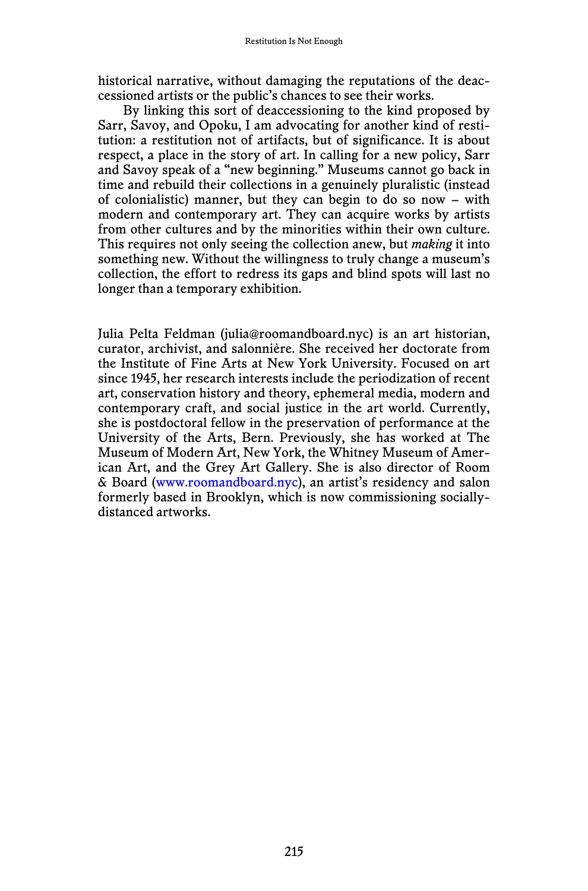historical narrative, without damaging the reputations of the deaccessioned artists or the public's chances to see their works.

By linking this sort of deaccessioning to the kind proposed by Sarr, Savoy, and Opoku, I am advocating for another kind of restitution: a restitution not of artifacts, but of significance. It is about respect, a place in the story of art. In calling for a new policy, Sarr and Savoy speak of a "new beginning." Museums cannot go back in time and rebuild their collections in a genuinely pluralistic (instead of colonialistic) manner, but they can begin to do so now – with modern and contemporary art. They can acquire works by artists from other cultures and by the minorities within their own culture. This requires not only seeing the collection anew, but *making* it into something new. Without the willingness to truly change a museum's collection, the effort to redress its gaps and blind spots will last no longer than a temporary exhibition.

Julia Pelta Feldman (julia@roomandboard.nyc) is an art historian, curator, archivist, and salonnière. She received her doctorate from the Institute of Fine Arts at New York University. Focused on art since 1945, her research interests include the periodization of recent art, conservation history and theory, ephemeral media, modern and contemporary craft, and social justice in the art world. Currently, she is postdoctoral fellow in the preservation of performance at the University of the Arts, Bern. Previously, she has worked at The Museum of Modern Art, New York, the Whitney Museum of American Art, and the Grey Art Gallery. She is also director of Room & Board (www.roomandboard.nyc), an artist's residency and salon formerly based in Brooklyn, which is now commissioning socially-distanced artworks.